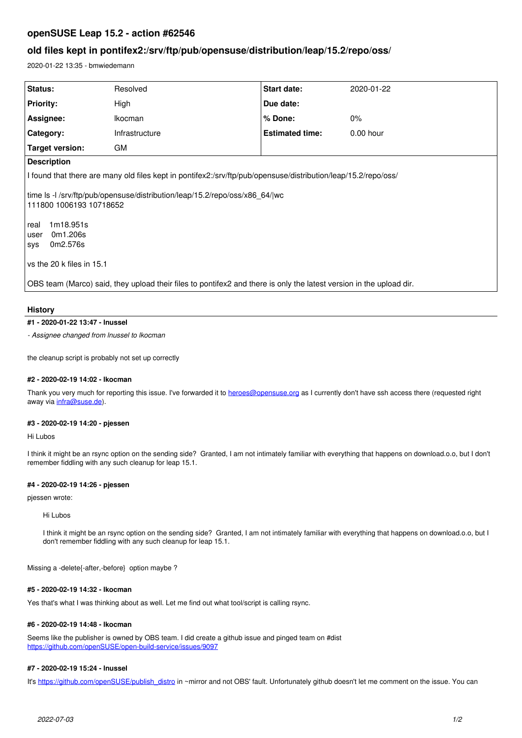# openSUSE Leap 15.2 - action #62546

## old files kept in pontifex2:/srv/ftp/pub/opensuse/distribution/leap/15.2/repo/oss/

2020-01-22 13:35 - bmwiedemann

| Status: | Resolved | Start date: | 2020-01-22 |
|---|---|---|---|
| Priority: | High | Due date: | |
| Assignee: | lkocman | % Done: | 0% |
| Category: | Infrastructure | Estimated time: | 0.00 hour |
| Target version: | GM | | |

**Description**

I found that there are many old files kept in pontifex2:/srv/ftp/pub/opensuse/distribution/leap/15.2/repo/oss/

time ls -l /srv/ftp/pub/opensuse/distribution/leap/15.2/repo/oss/x86_64/|wc
111800 1006193 10718652

real 1m18.951s
user 0m1.206s
sys 0m2.576s

vs the 20 k files in 15.1

OBS team (Marco) said, they upload their files to pontifex2 and there is only the latest version in the upload dir.

## History

#### #1 - 2020-01-22 13:47 - lnussel

*- Assignee changed from lnussel to lkocman*

the cleanup script is probably not set up correctly

#### #2 - 2020-02-19 14:02 - lkocman

Thank you very much for reporting this issue. I've forwarded it to heroes@opensuse.org as I currently don't have ssh access there (requested right away via infra@suse.de).

#### #3 - 2020-02-19 14:20 - pjessen

Hi Lubos

I think it might be an rsync option on the sending side? Granted, I am not intimately familiar with everything that happens on download.o.o, but I don't remember fiddling with any such cleanup for leap 15.1.

#### #4 - 2020-02-19 14:26 - pjessen

pjessen wrote:

> Hi Lubos
>
> I think it might be an rsync option on the sending side? Granted, I am not intimately familiar with everything that happens on download.o.o, but I don't remember fiddling with any such cleanup for leap 15.1.

Missing a -delete{-after,-before} option maybe ?

#### #5 - 2020-02-19 14:32 - lkocman

Yes that's what I was thinking about as well. Let me find out what tool/script is calling rsync.

#### #6 - 2020-02-19 14:48 - lkocman

Seems like the publisher is owned by OBS team. I did create a github issue and pinged team on #dist
https://github.com/openSUSE/open-build-service/issues/9097

#### #7 - 2020-02-19 15:24 - lnussel

It's https://github.com/openSUSE/publish_distro in ~mirror and not OBS' fault. Unfortunately github doesn't let me comment on the issue. You can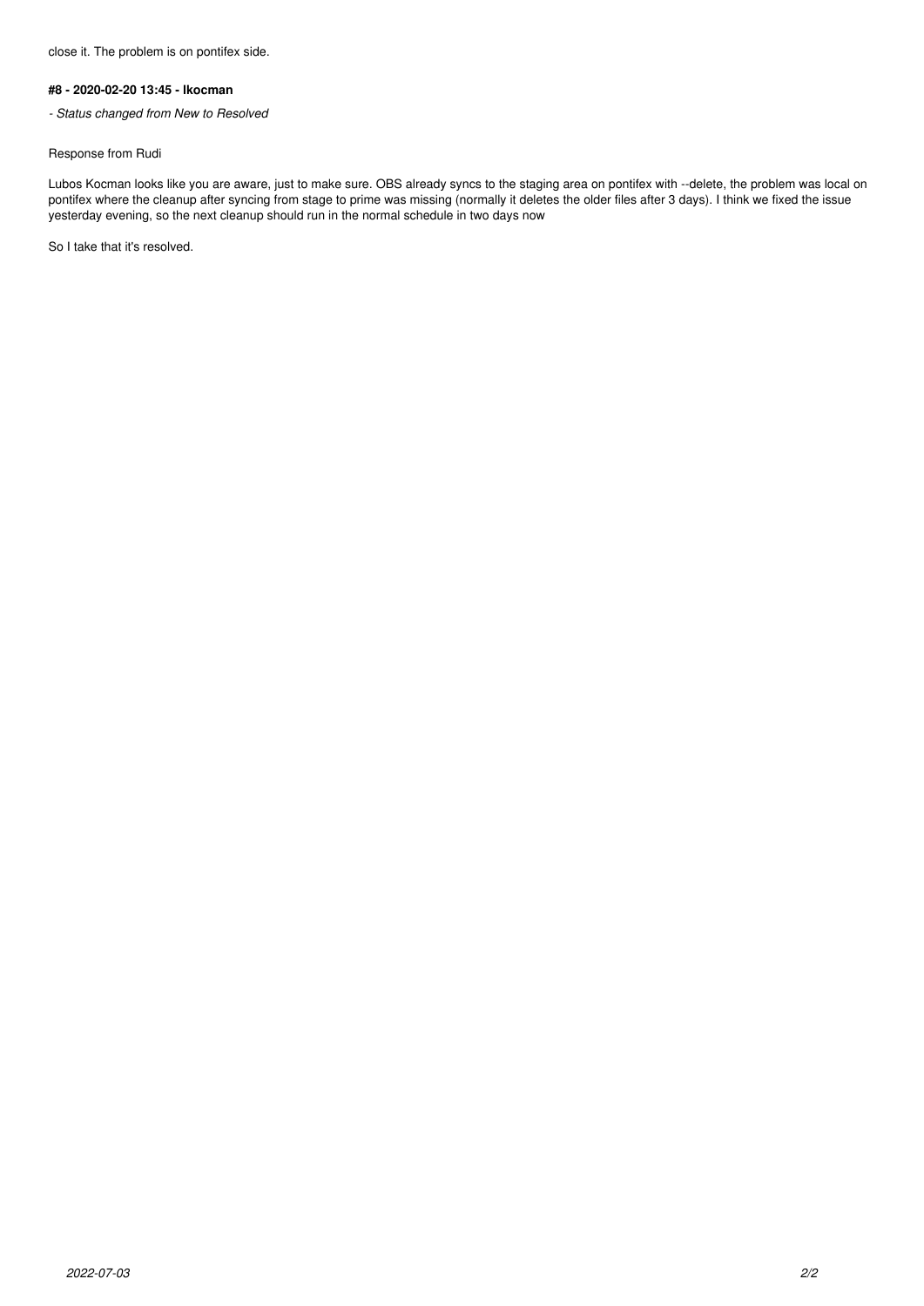close it. The problem is on pontifex side.

#### #8 - 2020-02-20 13:45 - lkocman

*- Status changed from New to Resolved*

Response from Rudi

Lubos Kocman looks like you are aware, just to make sure. OBS already syncs to the staging area on pontifex with --delete, the problem was local on pontifex where the cleanup after syncing from stage to prime was missing (normally it deletes the older files after 3 days). I think we fixed the issue yesterday evening, so the next cleanup should run in the normal schedule in two days now

So I take that it's resolved.